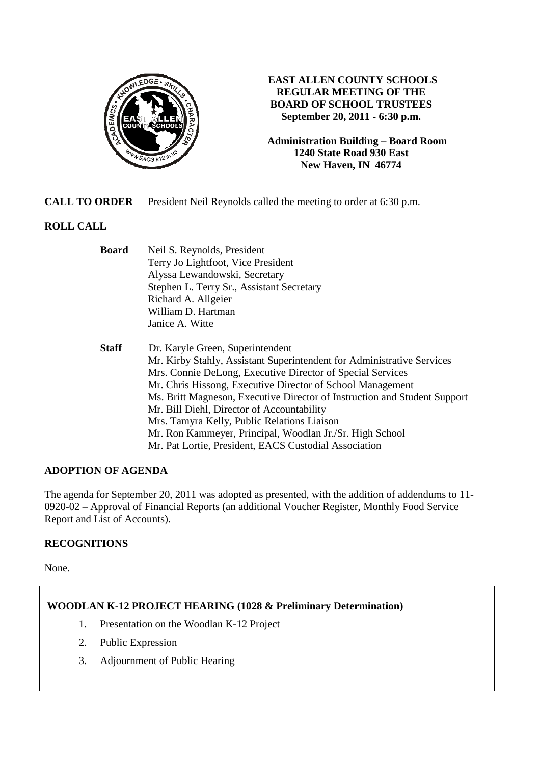# EAST ALLEN COUNTY SCHOOLS
## REGULAR MEETING OF THE BOARD OF SCHOOL TRUSTEES
**September 20, 2011 - 6:30 p.m.**

**Administration Building – Board Room**
**1240 State Road 930 East**
**New Haven, IN 46774**

**CALL TO ORDER** President Neil Reynolds called the meeting to order at 6:30 p.m.

**ROLL CALL**

**Board**
- Neil S. Reynolds, President
- Terry Jo Lightfoot, Vice President
- Alyssa Lewandowski, Secretary
- Stephen L. Terry Sr., Assistant Secretary
- Richard A. Allgeier
- William D. Hartman
- Janice A. Witte

**Staff**
- Dr. Karyle Green, Superintendent
- Mr. Kirby Stahly, Assistant Superintendent for Administrative Services
- Mrs. Connie DeLong, Executive Director of Special Services
- Mr. Chris Hissong, Executive Director of School Management
- Ms. Britt Magneson, Executive Director of Instruction and Student Support
- Mr. Bill Diehl, Director of Accountability
- Mrs. Tamyra Kelly, Public Relations Liaison
- Mr. Ron Kammeyer, Principal, Woodlan Jr./Sr. High School
- Mr. Pat Lortie, President, EACS Custodial Association

**ADOPTION OF AGENDA**

The agenda for September 20, 2011 was adopted as presented, with the addition of addendums to 11-0920-02 – Approval of Financial Reports (an additional Voucher Register, Monthly Food Service Report and List of Accounts).

**RECOGNITIONS**

None.

**WOODLAN K-12 PROJECT HEARING (1028 & Preliminary Determination)**

1. Presentation on the Woodlan K-12 Project
2. Public Expression
3. Adjournment of Public Hearing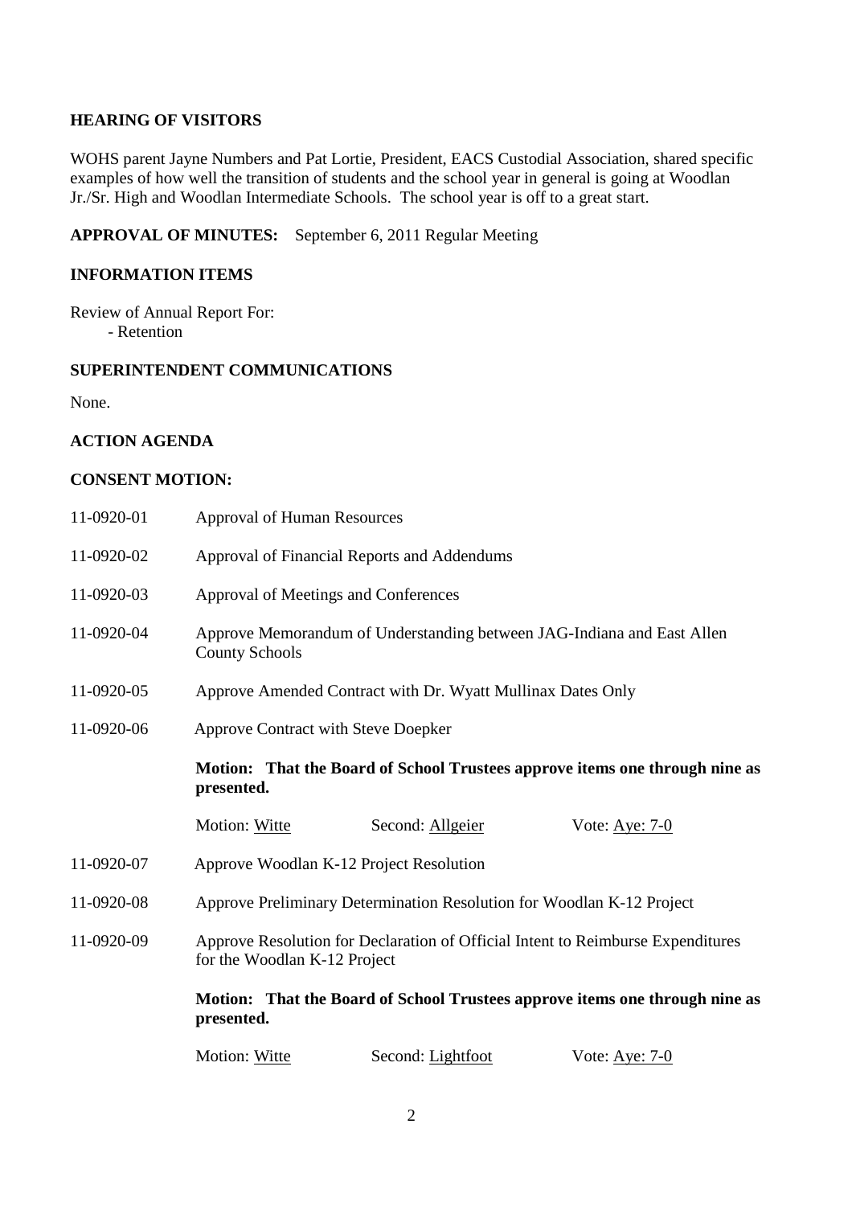## HEARING OF VISITORS

WOHS parent Jayne Numbers and Pat Lortie, President, EACS Custodial Association, shared specific examples of how well the transition of students and the school year in general is going at Woodlan Jr./Sr. High and Woodlan Intermediate Schools. The school year is off to a great start.

**APPROVAL OF MINUTES:** September 6, 2011 Regular Meeting

## INFORMATION ITEMS

Review of Annual Report For:
- Retention

## SUPERINTENDENT COMMUNICATIONS

None.

## ACTION AGENDA

## CONSENT MOTION:

11-0920-01 Approval of Human Resources

11-0920-02 Approval of Financial Reports and Addendums

11-0920-03 Approval of Meetings and Conferences

11-0920-04 Approve Memorandum of Understanding between JAG-Indiana and East Allen County Schools

11-0920-05 Approve Amended Contract with Dr. Wyatt Mullinax Dates Only

11-0920-06 Approve Contract with Steve Doepker

**Motion: That the Board of School Trustees approve items one through nine as presented.**

Motion: Witte Second: Allgeier Vote: Aye: 7-0

11-0920-07 Approve Woodlan K-12 Project Resolution

11-0920-08 Approve Preliminary Determination Resolution for Woodlan K-12 Project

11-0920-09 Approve Resolution for Declaration of Official Intent to Reimburse Expenditures for the Woodlan K-12 Project

**Motion: That the Board of School Trustees approve items one through nine as presented.**

Motion: Witte Second: Lightfoot Vote: Aye: 7-0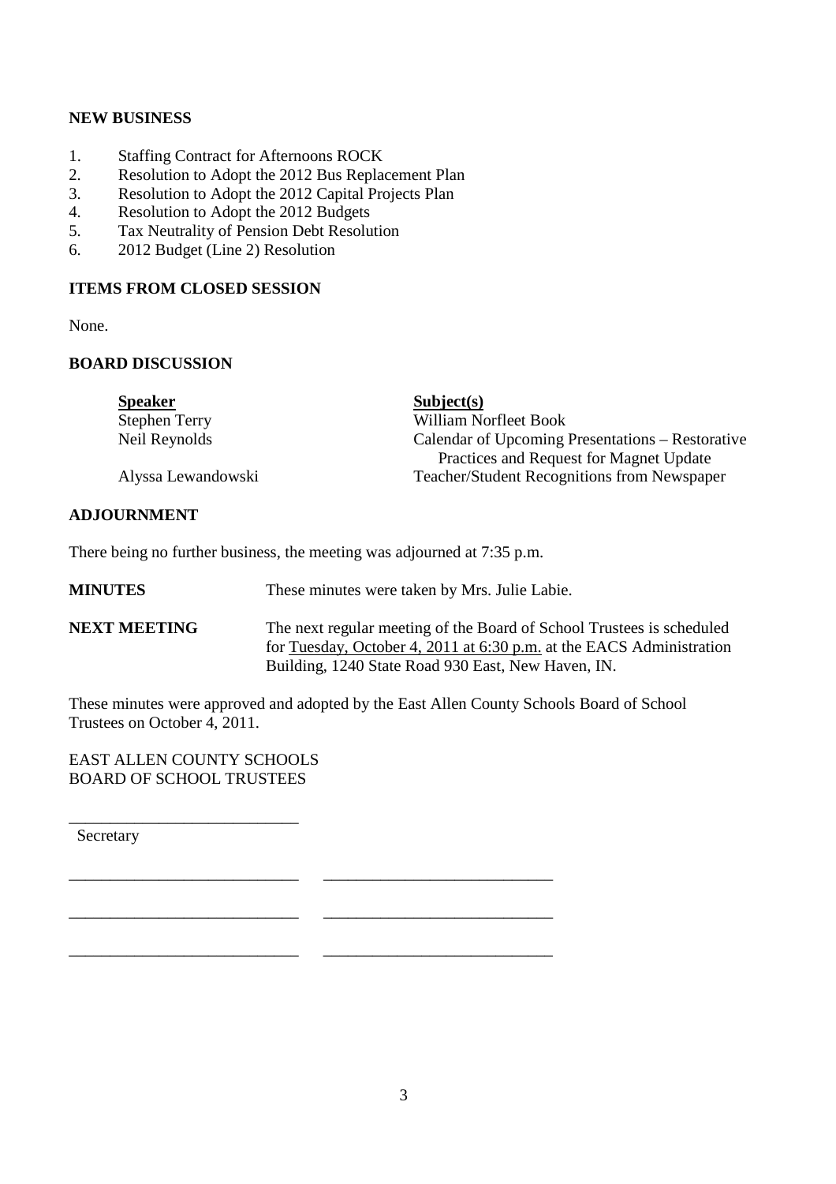## NEW BUSINESS

1. Staffing Contract for Afternoons ROCK
2. Resolution to Adopt the 2012 Bus Replacement Plan
3. Resolution to Adopt the 2012 Capital Projects Plan
4. Resolution to Adopt the 2012 Budgets
5. Tax Neutrality of Pension Debt Resolution
6. 2012 Budget (Line 2) Resolution

## ITEMS FROM CLOSED SESSION

None.

## BOARD DISCUSSION

| **Speaker** | **Subject(s)** |
|---|---|
| Stephen Terry | William Norfleet Book |
| Neil Reynolds | Calendar of Upcoming Presentations – Restorative Practices and Request for Magnet Update |
| Alyssa Lewandowski | Teacher/Student Recognitions from Newspaper |

## ADJOURNMENT

There being no further business, the meeting was adjourned at 7:35 p.m.

**MINUTES** These minutes were taken by Mrs. Julie Labie.

**NEXT MEETING** The next regular meeting of the Board of School Trustees is scheduled for Tuesday, October 4, 2011 at 6:30 p.m. at the EACS Administration Building, 1240 State Road 930 East, New Haven, IN.

These minutes were approved and adopted by the East Allen County Schools Board of School Trustees on October 4, 2011.

EAST ALLEN COUNTY SCHOOLS
BOARD OF SCHOOL TRUSTEES

____________________________
Secretary

____________________________ ____________________________

____________________________ ____________________________

____________________________ ____________________________